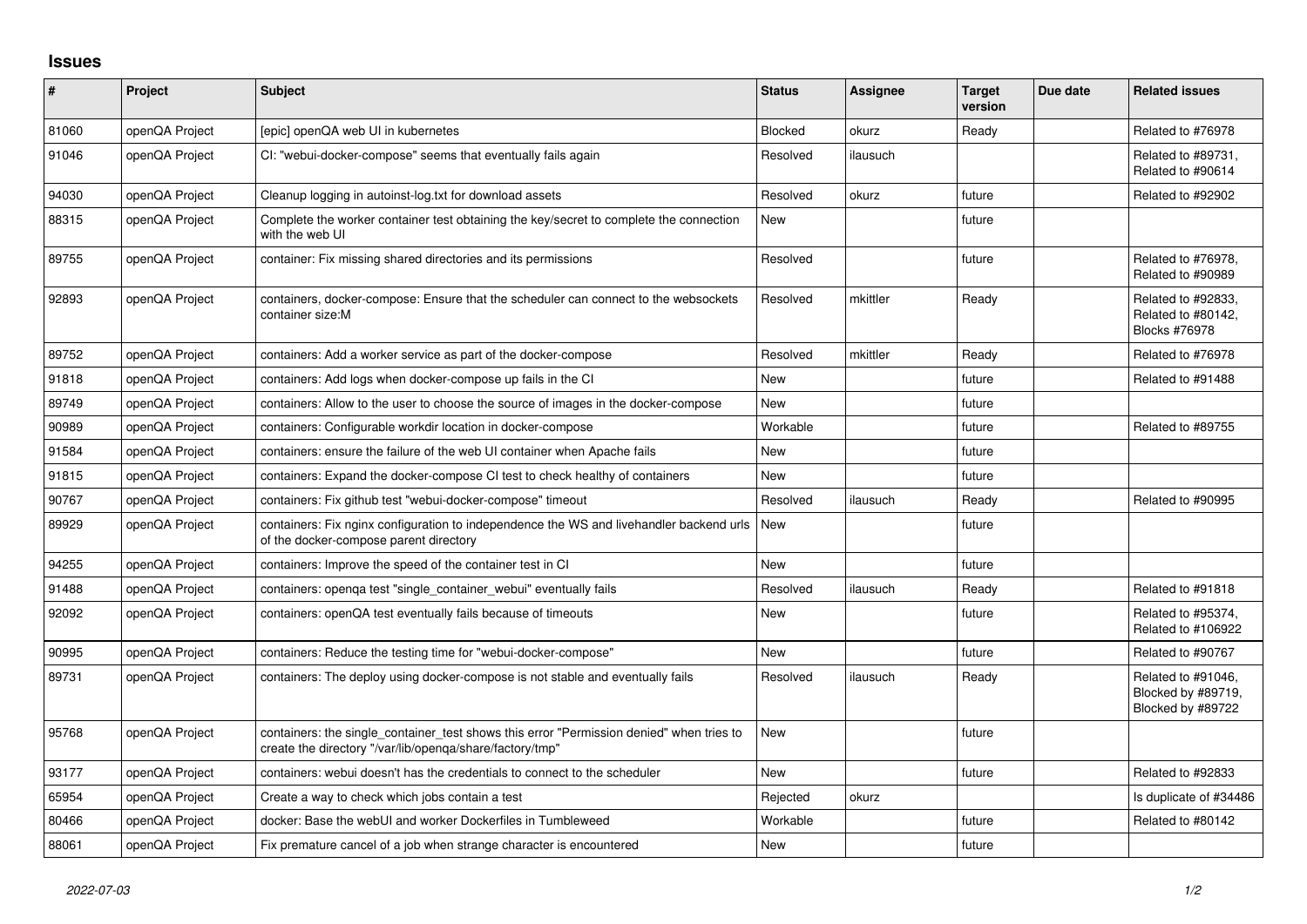# Issues

| # | Project | Subject | Status | Assignee | Target version | Due date | Related issues |
|---|---|---|---|---|---|---|---|
| 81060 | openQA Project | [epic] openQA web UI in kubernetes | Blocked | okurz | Ready | | Related to #76978 |
| 91046 | openQA Project | CI: "webui-docker-compose" seems that eventually fails again | Resolved | ilausuch | | | Related to #89731, Related to #90614 |
| 94030 | openQA Project | Cleanup logging in autoinst-log.txt for download assets | Resolved | okurz | future | | Related to #92902 |
| 88315 | openQA Project | Complete the worker container test obtaining the key/secret to complete the connection with the web UI | New | | future | | |
| 89755 | openQA Project | container: Fix missing shared directories and its permissions | Resolved | | future | | Related to #76978, Related to #90989 |
| 92893 | openQA Project | containers, docker-compose: Ensure that the scheduler can connect to the websockets container size:M | Resolved | mkittler | Ready | | Related to #92833, Related to #80142, Blocks #76978 |
| 89752 | openQA Project | containers: Add a worker service as part of the docker-compose | Resolved | mkittler | Ready | | Related to #76978 |
| 91818 | openQA Project | containers: Add logs when docker-compose up fails in the CI | New | | future | | Related to #91488 |
| 89749 | openQA Project | containers: Allow to the user to choose the source of images in the docker-compose | New | | future | | |
| 90989 | openQA Project | containers: Configurable workdir location in docker-compose | Workable | | future | | Related to #89755 |
| 91584 | openQA Project | containers: ensure the failure of the web UI container when Apache fails | New | | future | | |
| 91815 | openQA Project | containers: Expand the docker-compose CI test to check healthy of containers | New | | future | | |
| 90767 | openQA Project | containers: Fix github test "webui-docker-compose" timeout | Resolved | ilausuch | Ready | | Related to #90995 |
| 89929 | openQA Project | containers: Fix nginx configuration to independence the WS and livehandler backend urls of the docker-compose parent directory | New | | future | | |
| 94255 | openQA Project | containers: Improve the speed of the container test in CI | New | | future | | |
| 91488 | openQA Project | containers: openqa test "single_container_webui" eventually fails | Resolved | ilausuch | Ready | | Related to #91818 |
| 92092 | openQA Project | containers: openQA test eventually fails because of timeouts | New | | future | | Related to #95374, Related to #106922 |
| 90995 | openQA Project | containers: Reduce the testing time for "webui-docker-compose" | New | | future | | Related to #90767 |
| 89731 | openQA Project | containers: The deploy using docker-compose is not stable and eventually fails | Resolved | ilausuch | Ready | | Related to #91046, Blocked by #89719, Blocked by #89722 |
| 95768 | openQA Project | containers: the single_container_test shows this error "Permission denied" when tries to create the directory "/var/lib/openqa/share/factory/tmp" | New | | future | | |
| 93177 | openQA Project | containers: webui doesn't has the credentials to connect to the scheduler | New | | future | | Related to #92833 |
| 65954 | openQA Project | Create a way to check which jobs contain a test | Rejected | okurz | | | Is duplicate of #34486 |
| 80466 | openQA Project | docker: Base the webUI and worker Dockerfiles in Tumbleweed | Workable | | future | | Related to #80142 |
| 88061 | openQA Project | Fix premature cancel of a job when strange character is encountered | New | | future | | |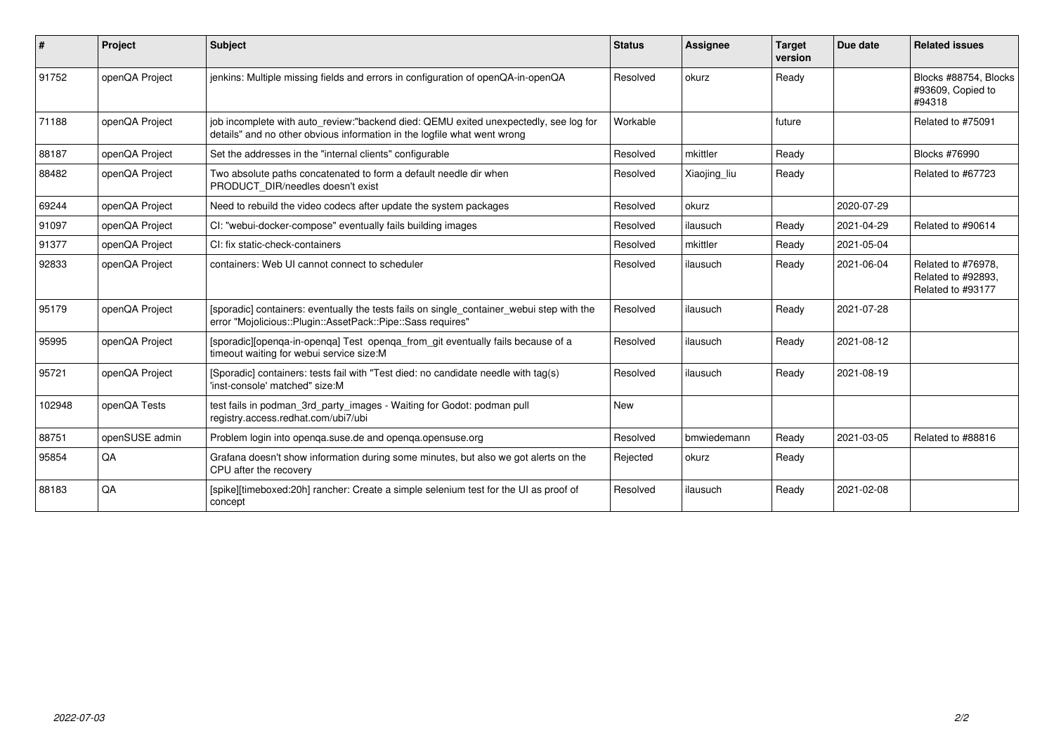| # | Project | Subject | Status | Assignee | Target version | Due date | Related issues |
|---|---|---|---|---|---|---|---|
| 91752 | openQA Project | jenkins: Multiple missing fields and errors in configuration of openQA-in-openQA | Resolved | okurz | Ready | | Blocks #88754, Blocks #93609, Copied to #94318 |
| 71188 | openQA Project | job incomplete with auto_review:"backend died: QEMU exited unexpectedly, see log for details" and no other obvious information in the logfile what went wrong | Workable | | future | | Related to #75091 |
| 88187 | openQA Project | Set the addresses in the "internal clients" configurable | Resolved | mkittler | Ready | | Blocks #76990 |
| 88482 | openQA Project | Two absolute paths concatenated to form a default needle dir when PRODUCT_DIR/needles doesn't exist | Resolved | Xiaojing_liu | Ready | | Related to #67723 |
| 69244 | openQA Project | Need to rebuild the video codecs after update the system packages | Resolved | okurz | | 2020-07-29 | |
| 91097 | openQA Project | CI: "webui-docker-compose" eventually fails building images | Resolved | ilausuch | Ready | 2021-04-29 | Related to #90614 |
| 91377 | openQA Project | CI: fix static-check-containers | Resolved | mkittler | Ready | 2021-05-04 | |
| 92833 | openQA Project | containers: Web UI cannot connect to scheduler | Resolved | ilausuch | Ready | 2021-06-04 | Related to #76978, Related to #92893, Related to #93177 |
| 95179 | openQA Project | [sporadic] containers: eventually the tests fails on single_container_webui step with the error "Mojolicious::Plugin::AssetPack::Pipe::Sass requires" | Resolved | ilausuch | Ready | 2021-07-28 | |
| 95995 | openQA Project | [sporadic][openqa-in-openqa] Test openqa_from_git eventually fails because of a timeout waiting for webui service size:M | Resolved | ilausuch | Ready | 2021-08-12 | |
| 95721 | openQA Project | [Sporadic] containers: tests fail with "Test died: no candidate needle with tag(s) 'inst-console' matched" size:M | Resolved | ilausuch | Ready | 2021-08-19 | |
| 102948 | openQA Tests | test fails in podman_3rd_party_images - Waiting for Godot: podman pull registry.access.redhat.com/ubi7/ubi | New | | | | |
| 88751 | openSUSE admin | Problem login into openqa.suse.de and openqa.opensuse.org | Resolved | bmwiedemann | Ready | 2021-03-05 | Related to #88816 |
| 95854 | QA | Grafana doesn't show information during some minutes, but also we got alerts on the CPU after the recovery | Rejected | okurz | Ready | | |
| 88183 | QA | [spike][timeboxed:20h] rancher: Create a simple selenium test for the UI as proof of concept | Resolved | ilausuch | Ready | 2021-02-08 | |